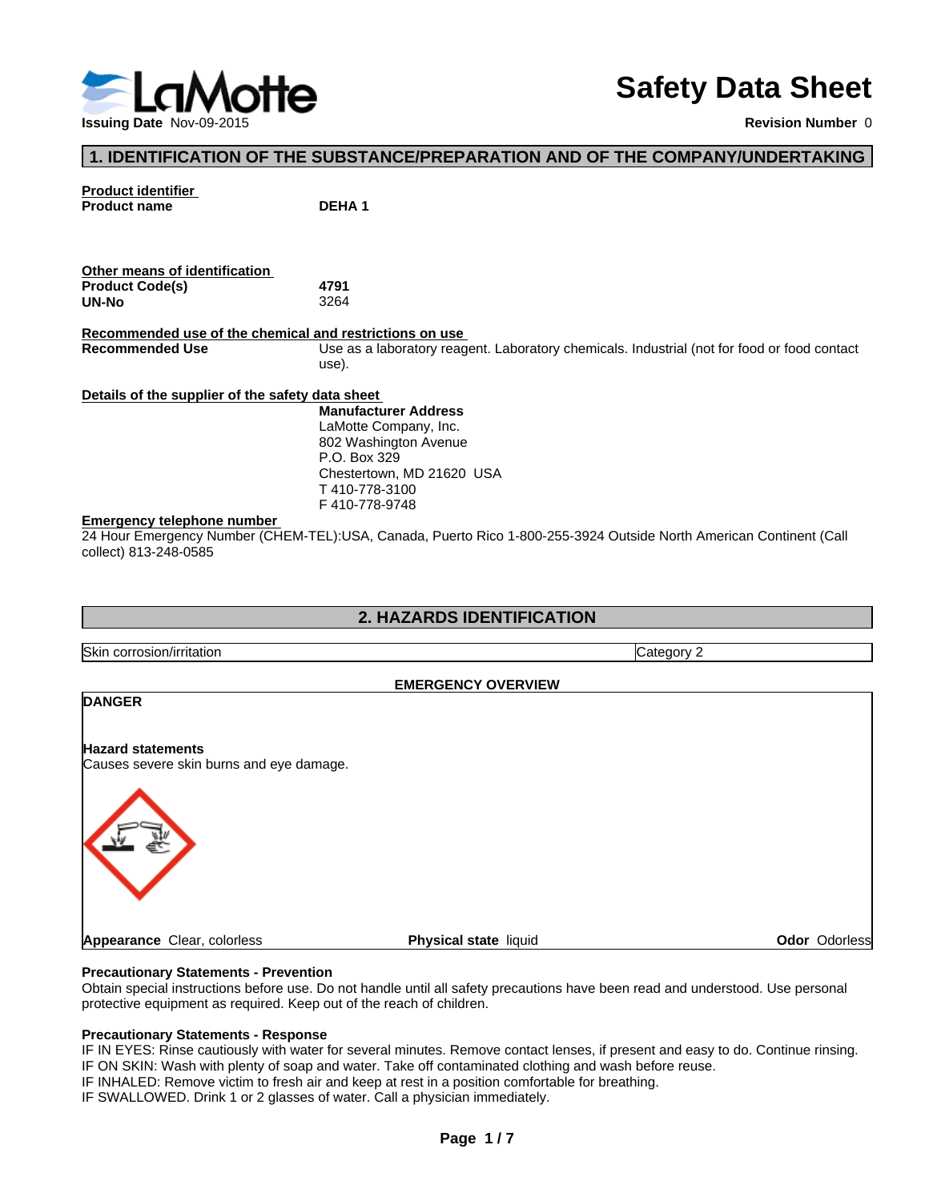# Safety Data Sheet

**Issuing Date** Nov-09-2015

**Revision Number** 0

## 1. IDENTIFICATION OF THE SUBSTANCE/PREPARATION AND OF THE COMPANY/UNDERTAKING

**Product identifier**

**Product name** **DEHA 1**

**Other means of identification**

**Product Code(s)** **4791**

**UN-No** 3264

**Recommended use of the chemical and restrictions on use**

**Recommended Use** Use as a laboratory reagent. Laboratory chemicals. Industrial (not for food or food contact use).

**Details of the supplier of the safety data sheet**

**Manufacturer Address**
LaMotte Company, Inc.
802 Washington Avenue
P.O. Box 329
Chestertown, MD 21620 USA
T 410-778-3100
F 410-778-9748

**Emergency telephone number**

24 Hour Emergency Number (CHEM-TEL):USA, Canada, Puerto Rico 1-800-255-3924 Outside North American Continent (Call collect) 813-248-0585

## 2. HAZARDS IDENTIFICATION

| Skin corrosion/irritation | Category 2 |
|---|---|

**EMERGENCY OVERVIEW**

**DANGER**

**Hazard statements**

Causes severe skin burns and eye damage.

**Appearance** Clear, colorless **Physical state** liquid **Odor** Odorless

**Precautionary Statements - Prevention**

Obtain special instructions before use. Do not handle until all safety precautions have been read and understood. Use personal protective equipment as required. Keep out of the reach of children.

**Precautionary Statements - Response**

IF IN EYES: Rinse cautiously with water for several minutes. Remove contact lenses, if present and easy to do. Continue rinsing.
IF ON SKIN: Wash with plenty of soap and water. Take off contaminated clothing and wash before reuse.
IF INHALED: Remove victim to fresh air and keep at rest in a position comfortable for breathing.
IF SWALLOWED. Drink 1 or 2 glasses of water. Call a physician immediately.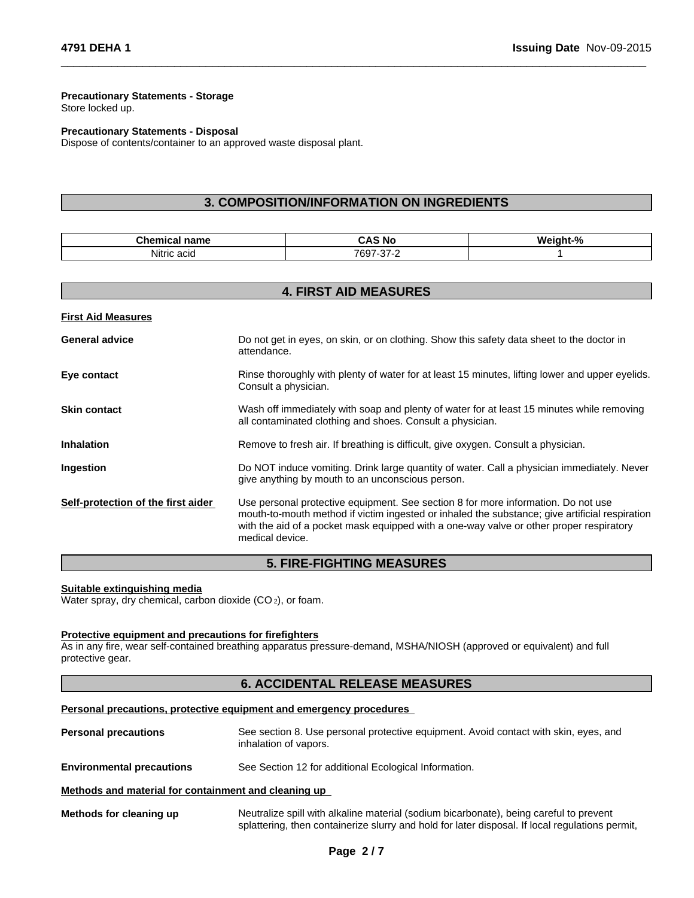**Precautionary Statements - Storage**
Store locked up.

**Precautionary Statements - Disposal**
Dispose of contents/container to an approved waste disposal plant.

## 3. COMPOSITION/INFORMATION ON INGREDIENTS

| Chemical name | CAS No | Weight-% |
| --- | --- | --- |
| Nitric acid | 7697-37-2 | 1 |

## 4. FIRST AID MEASURES

**First Aid Measures**

**General advice** Do not get in eyes, on skin, or on clothing. Show this safety data sheet to the doctor in attendance.

**Eye contact** Rinse thoroughly with plenty of water for at least 15 minutes, lifting lower and upper eyelids. Consult a physician.

**Skin contact** Wash off immediately with soap and plenty of water for at least 15 minutes while removing all contaminated clothing and shoes. Consult a physician.

**Inhalation** Remove to fresh air. If breathing is difficult, give oxygen. Consult a physician.

**Ingestion** Do NOT induce vomiting. Drink large quantity of water. Call a physician immediately. Never give anything by mouth to an unconscious person.

**Self-protection of the first aider** Use personal protective equipment. See section 8 for more information. Do not use mouth-to-mouth method if victim ingested or inhaled the substance; give artificial respiration with the aid of a pocket mask equipped with a one-way valve or other proper respiratory medical device.

## 5. FIRE-FIGHTING MEASURES

**Suitable extinguishing media**
Water spray, dry chemical, carbon dioxide ($CO_2$), or foam.

**Protective equipment and precautions for firefighters**
As in any fire, wear self-contained breathing apparatus pressure-demand, MSHA/NIOSH (approved or equivalent) and full protective gear.

## 6. ACCIDENTAL RELEASE MEASURES

**Personal precautions, protective equipment and emergency procedures**

**Personal precautions** See section 8. Use personal protective equipment. Avoid contact with skin, eyes, and inhalation of vapors.

**Environmental precautions** See Section 12 for additional Ecological Information.

**Methods and material for containment and cleaning up**

**Methods for cleaning up** Neutralize spill with alkaline material (sodium bicarbonate), being careful to prevent splattering, then containerize slurry and hold for later disposal. If local regulations permit,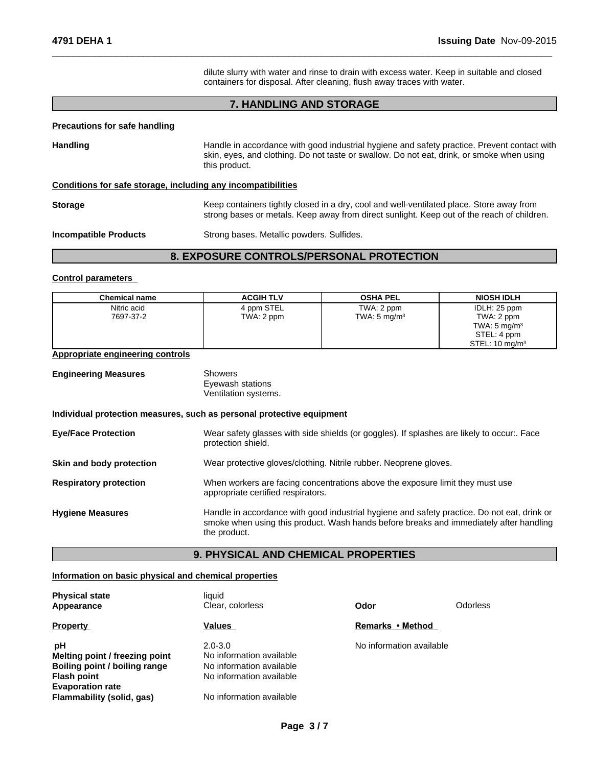dilute slurry with water and rinse to drain with excess water. Keep in suitable and closed containers for disposal. After cleaning, flush away traces with water.

## 7. HANDLING AND STORAGE

**Precautions for safe handling**

**Handling** — Handle in accordance with good industrial hygiene and safety practice. Prevent contact with skin, eyes, and clothing. Do not taste or swallow. Do not eat, drink, or smoke when using this product.

**Conditions for safe storage, including any incompatibilities**

**Storage** — Keep containers tightly closed in a dry, cool and well-ventilated place. Store away from strong bases or metals. Keep away from direct sunlight. Keep out of the reach of children.

**Incompatible Products** — Strong bases. Metallic powders. Sulfides.

## 8. EXPOSURE CONTROLS/PERSONAL PROTECTION

**Control parameters**

| Chemical name | ACGIH TLV | OSHA PEL | NIOSH IDLH |
|---|---|---|---|
| Nitric acid<br>7697-37-2 | 4 ppm STEL<br>TWA: 2 ppm | TWA: 2 ppm<br>TWA: 5 mg/m$^3$ | IDLH: 25 ppm<br>TWA: 2 ppm<br>TWA: 5 mg/m$^3$<br>STEL: 4 ppm<br>STEL: 10 mg/m$^3$ |

**Appropriate engineering controls**

**Engineering Measures** — Showers
Eyewash stations
Ventilation systems.

**Individual protection measures, such as personal protective equipment**

**Eye/Face Protection** — Wear safety glasses with side shields (or goggles). If splashes are likely to occur:. Face protection shield.

**Skin and body protection** — Wear protective gloves/clothing. Nitrile rubber. Neoprene gloves.

**Respiratory protection** — When workers are facing concentrations above the exposure limit they must use appropriate certified respirators.

**Hygiene Measures** — Handle in accordance with good industrial hygiene and safety practice. Do not eat, drink or smoke when using this product. Wash hands before breaks and immediately after handling the product.

## 9. PHYSICAL AND CHEMICAL PROPERTIES

**Information on basic physical and chemical properties**

**Physical state** — liquid
**Appearance** — Clear, colorless
**Odor** — Odorless

| Property | Values | Remarks • Method |
|---|---|---|
| pH | 2.0-3.0 | No information available |
| Melting point / freezing point | No information available | |
| Boiling point / boiling range | No information available | |
| Flash point | No information available | |
| Evaporation rate | | |
| Flammability (solid, gas) | No information available | |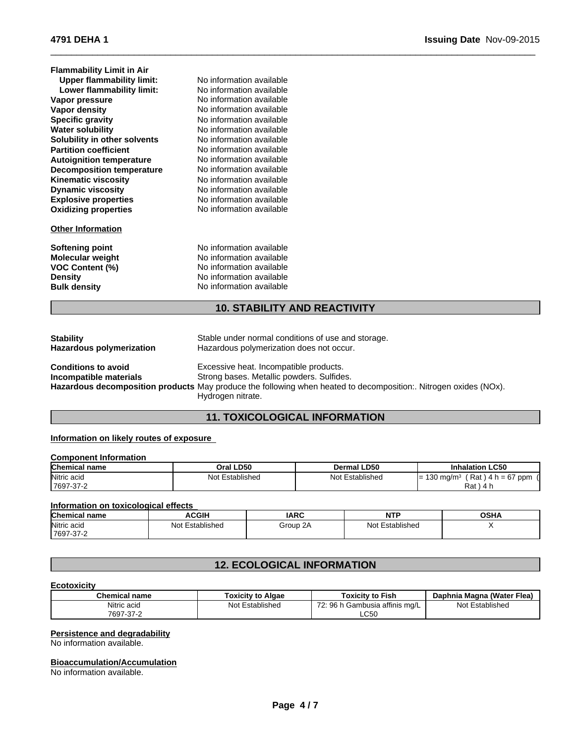**Flammability Limit in Air**

| | |
|---|---|
| **Upper flammability limit:** | No information available |
| **Lower flammability limit:** | No information available |
| **Vapor pressure** | No information available |
| **Vapor density** | No information available |
| **Specific gravity** | No information available |
| **Water solubility** | No information available |
| **Solubility in other solvents** | No information available |
| **Partition coefficient** | No information available |
| **Autoignition temperature** | No information available |
| **Decomposition temperature** | No information available |
| **Kinematic viscosity** | No information available |
| **Dynamic viscosity** | No information available |
| **Explosive properties** | No information available |
| **Oxidizing properties** | No information available |

**Other Information**

| | |
|---|---|
| **Softening point** | No information available |
| **Molecular weight** | No information available |
| **VOC Content (%)** | No information available |
| **Density** | No information available |
| **Bulk density** | No information available |

## 10. STABILITY AND REACTIVITY

| | |
|---|---|
| **Stability** | Stable under normal conditions of use and storage. |
| **Hazardous polymerization** | Hazardous polymerization does not occur. |
| **Conditions to avoid** | Excessive heat. Incompatible products. |
| **Incompatible materials** | Strong bases. Metallic powders. Sulfides. |
| **Hazardous decomposition products** | May produce the following when heated to decomposition:. Nitrogen oxides (NOx). Hydrogen nitrate. |

## 11. TOXICOLOGICAL INFORMATION

**Information on likely routes of exposure**

**Component Information**

| Chemical name | Oral LD50 | Dermal LD50 | Inhalation LC50 |
|---|---|---|---|
| Nitric acid 7697-37-2 | Not Established | Not Established | = 130 mg/m³ ( Rat ) 4 h = 67 ppm ( Rat ) 4 h |

**Information on toxicological effects**

| Chemical name | ACGIH | IARC | NTP | OSHA |
|---|---|---|---|---|
| Nitric acid 7697-37-2 | Not Established | Group 2A | Not Established | X |

## 12. ECOLOGICAL INFORMATION

**Ecotoxicity**

| Chemical name | Toxicity to Algae | Toxicity to Fish | Daphnia Magna (Water Flea) |
|---|---|---|---|
| Nitric acid 7697-37-2 | Not Established | 72: 96 h Gambusia affinis mg/L LC50 | Not Established |

**Persistence and degradability**

No information available.

**Bioaccumulation/Accumulation**

No information available.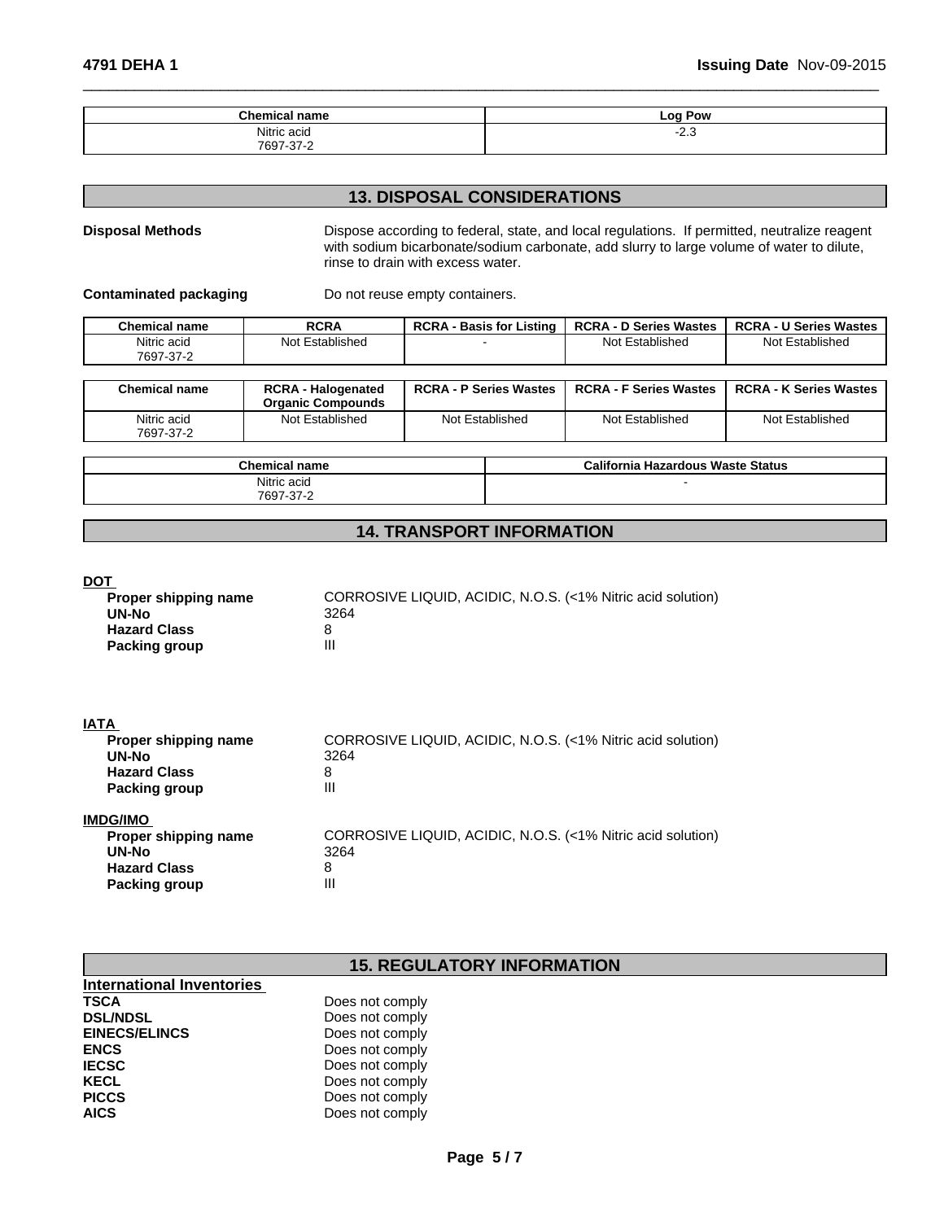| Chemical name | Log Pow |
| --- | --- |
| Nitric acid 7697-37-2 | -2.3 |

## 13. DISPOSAL CONSIDERATIONS

**Disposal Methods** Dispose according to federal, state, and local regulations. If permitted, neutralize reagent with sodium bicarbonate/sodium carbonate, add slurry to large volume of water to dilute, rinse to drain with excess water.

**Contaminated packaging** Do not reuse empty containers.

| Chemical name | RCRA | RCRA - Basis for Listing | RCRA - D Series Wastes | RCRA - U Series Wastes |
| --- | --- | --- | --- | --- |
| Nitric acid 7697-37-2 | Not Established | - | Not Established | Not Established |

| Chemical name | RCRA - Halogenated Organic Compounds | RCRA - P Series Wastes | RCRA - F Series Wastes | RCRA - K Series Wastes |
| --- | --- | --- | --- | --- |
| Nitric acid 7697-37-2 | Not Established | Not Established | Not Established | Not Established |

| Chemical name | California Hazardous Waste Status |
| --- | --- |
| Nitric acid 7697-37-2 | - |

## 14. TRANSPORT INFORMATION

**DOT**

- **Proper shipping name** CORROSIVE LIQUID, ACIDIC, N.O.S. (<1% Nitric acid solution)
- **UN-No** 3264
- **Hazard Class** 8
- **Packing group** III

**IATA**

- **Proper shipping name** CORROSIVE LIQUID, ACIDIC, N.O.S. (<1% Nitric acid solution)
- **UN-No** 3264
- **Hazard Class** 8
- **Packing group** III

**IMDG/IMO**

- **Proper shipping name** CORROSIVE LIQUID, ACIDIC, N.O.S. (<1% Nitric acid solution)
- **UN-No** 3264
- **Hazard Class** 8
- **Packing group** III

## 15. REGULATORY INFORMATION

**International Inventories**

- **TSCA** Does not comply
- **DSL/NDSL** Does not comply
- **EINECS/ELINCS** Does not comply
- **ENCS** Does not comply
- **IECSC** Does not comply
- **KECL** Does not comply
- **PICCS** Does not comply
- **AICS** Does not comply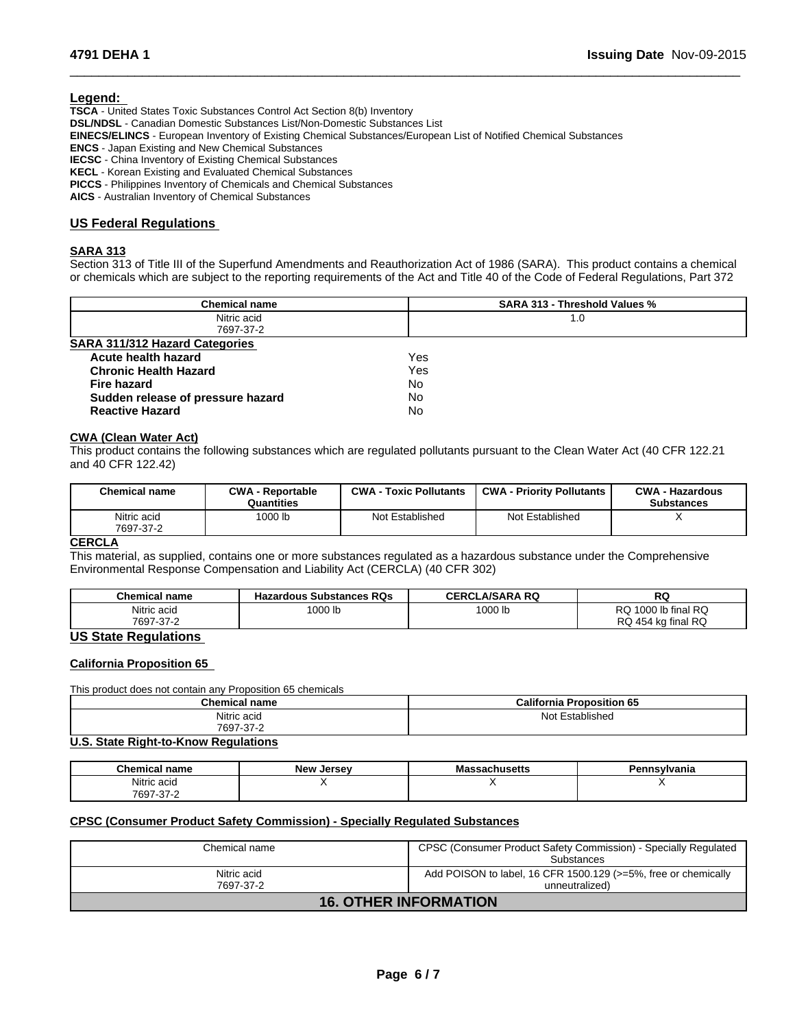## Legend:

**TSCA** - United States Toxic Substances Control Act Section 8(b) Inventory
**DSL/NDSL** - Canadian Domestic Substances List/Non-Domestic Substances List
**EINECS/ELINCS** - European Inventory of Existing Chemical Substances/European List of Notified Chemical Substances
**ENCS** - Japan Existing and New Chemical Substances
**IECSC** - China Inventory of Existing Chemical Substances
**KECL** - Korean Existing and Evaluated Chemical Substances
**PICCS** - Philippines Inventory of Chemicals and Chemical Substances
**AICS** - Australian Inventory of Chemical Substances

## US Federal Regulations

### SARA 313

Section 313 of Title III of the Superfund Amendments and Reauthorization Act of 1986 (SARA). This product contains a chemical or chemicals which are subject to the reporting requirements of the Act and Title 40 of the Code of Federal Regulations, Part 372

| Chemical name | SARA 313 - Threshold Values % |
|---|---|
| Nitric acid<br>7697-37-2 | 1.0 |

### SARA 311/312 Hazard Categories

| | |
|---|---|
| **Acute health hazard** | Yes |
| **Chronic Health Hazard** | Yes |
| **Fire hazard** | No |
| **Sudden release of pressure hazard** | No |
| **Reactive Hazard** | No |

### CWA (Clean Water Act)

This product contains the following substances which are regulated pollutants pursuant to the Clean Water Act (40 CFR 122.21 and 40 CFR 122.42)

| Chemical name | CWA - Reportable Quantities | CWA - Toxic Pollutants | CWA - Priority Pollutants | CWA - Hazardous Substances |
|---|---|---|---|---|
| Nitric acid<br>7697-37-2 | 1000 lb | Not Established | Not Established | X |

### CERCLA

This material, as supplied, contains one or more substances regulated as a hazardous substance under the Comprehensive Environmental Response Compensation and Liability Act (CERCLA) (40 CFR 302)

| Chemical name | Hazardous Substances RQs | CERCLA/SARA RQ | RQ |
|---|---|---|---|
| Nitric acid<br>7697-37-2 | 1000 lb | 1000 lb | RQ 1000 lb final RQ<br>RQ 454 kg final RQ |

## US State Regulations

### California Proposition 65

This product does not contain any Proposition 65 chemicals

| Chemical name | California Proposition 65 |
|---|---|
| Nitric acid<br>7697-37-2 | Not Established |

### U.S. State Right-to-Know Regulations

| Chemical name | New Jersey | Massachusetts | Pennsylvania |
|---|---|---|---|
| Nitric acid<br>7697-37-2 | X | X | X |

### CPSC (Consumer Product Safety Commission) - Specially Regulated Substances

| Chemical name | CPSC (Consumer Product Safety Commission) - Specially Regulated Substances |
|---|---|
| Nitric acid<br>7697-37-2 | Add POISON to label, 16 CFR 1500.129 (>=5%, free or chemically unneutralized) |

## 16. OTHER INFORMATION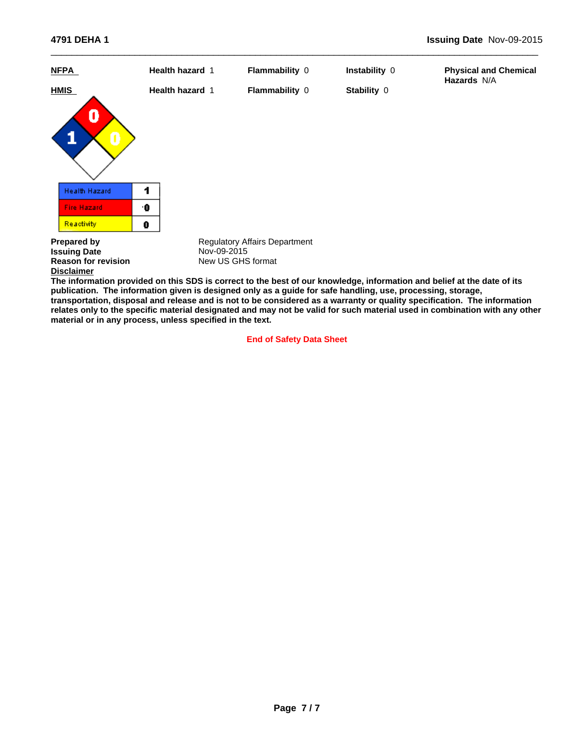| | | | | |
|---|---|---|---|---|
| **NFPA** | **Health hazard** 1 | **Flammability** 0 | **Instability** 0 | **Physical and Chemical Hazards** N/A |
| **HMIS** | **Health hazard** 1 | **Flammability** 0 | **Stability** 0 | |

| | |
|---|---|
| Health Hazard | 1 |
| Fire Hazard | 0 |
| Reactivity | 0 |

**Prepared by** Regulatory Affairs Department
**Issuing Date** Nov-09-2015
**Reason for revision** New US GHS format

**Disclaimer**

**The information provided on this SDS is correct to the best of our knowledge, information and belief at the date of its publication. The information given is designed only as a guide for safe handling, use, processing, storage, transportation, disposal and release and is not to be considered as a warranty or quality specification. The information relates only to the specific material designated and may not be valid for such material used in combination with any other material or in any process, unless specified in the text.**

**End of Safety Data Sheet**